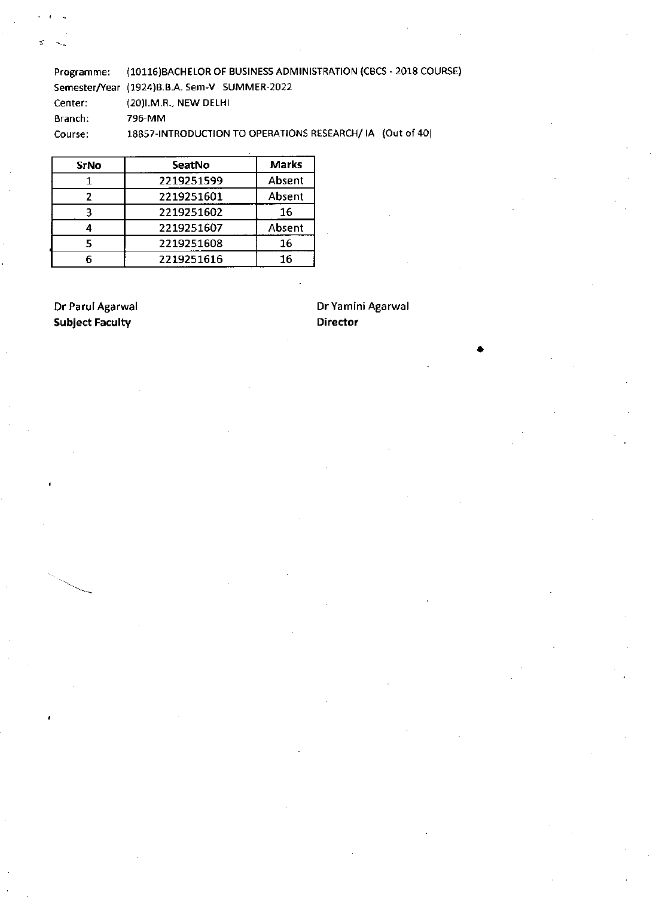Programme: (10116)BACHELOR OF BUSINESS ADMINISTRATION (CBCS - 2018 COURSE)
Semester/Year (1924)B.B.A. Sem-V SUMMER-2022
Center: (20)I.M.R., NEW DELHI
Branch: 796-MM
Course: 18857-INTRODUCTION TO OPERATIONS RESEARCH/ IA (Out of 40)

| SrNo | SeatNo | Marks |
|---|---|---|
| 1 | 2219251599 | Absent |
| 2 | 2219251601 | Absent |
| 3 | 2219251602 | 16 |
| 4 | 2219251607 | Absent |
| 5 | 2219251608 | 16 |
| 6 | 2219251616 | 16 |

Dr Parul Agarwal
**Subject Faculty**

Dr Yamini Agarwal
**Director**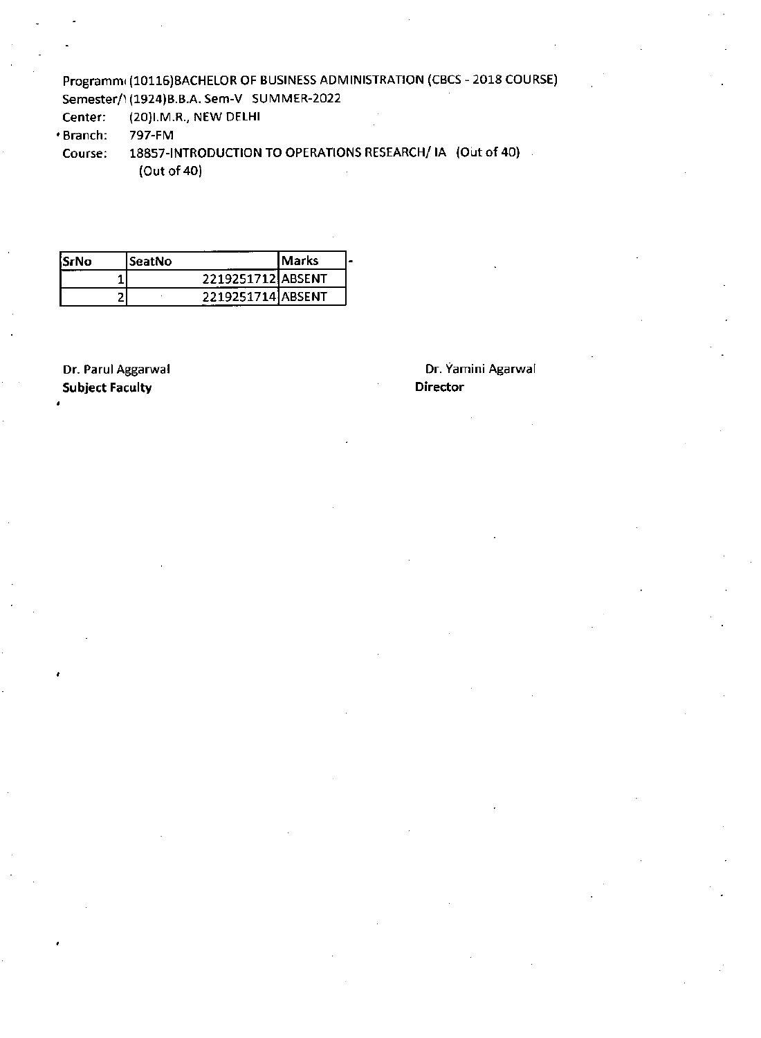Programm (10116)BACHELOR OF BUSINESS ADMINISTRATION (CBCS - 2018 COURSE)

Semester/ (1924)B.B.A. Sem-V SUMMER-2022

Center: (20)I.M.R., NEW DELHI

Branch: 797-FM

Course: 18857-INTRODUCTION TO OPERATIONS RESEARCH/ IA (Out of 40)
(Out of 40)

| SrNo | SeatNo | Marks |
|---|---|---|
| 1 | 2219251712 | ABSENT |
| 2 | 2219251714 | ABSENT |

Dr. Parul Aggarwal
**Subject Faculty**

Dr. Yamini Agarwal
**Director**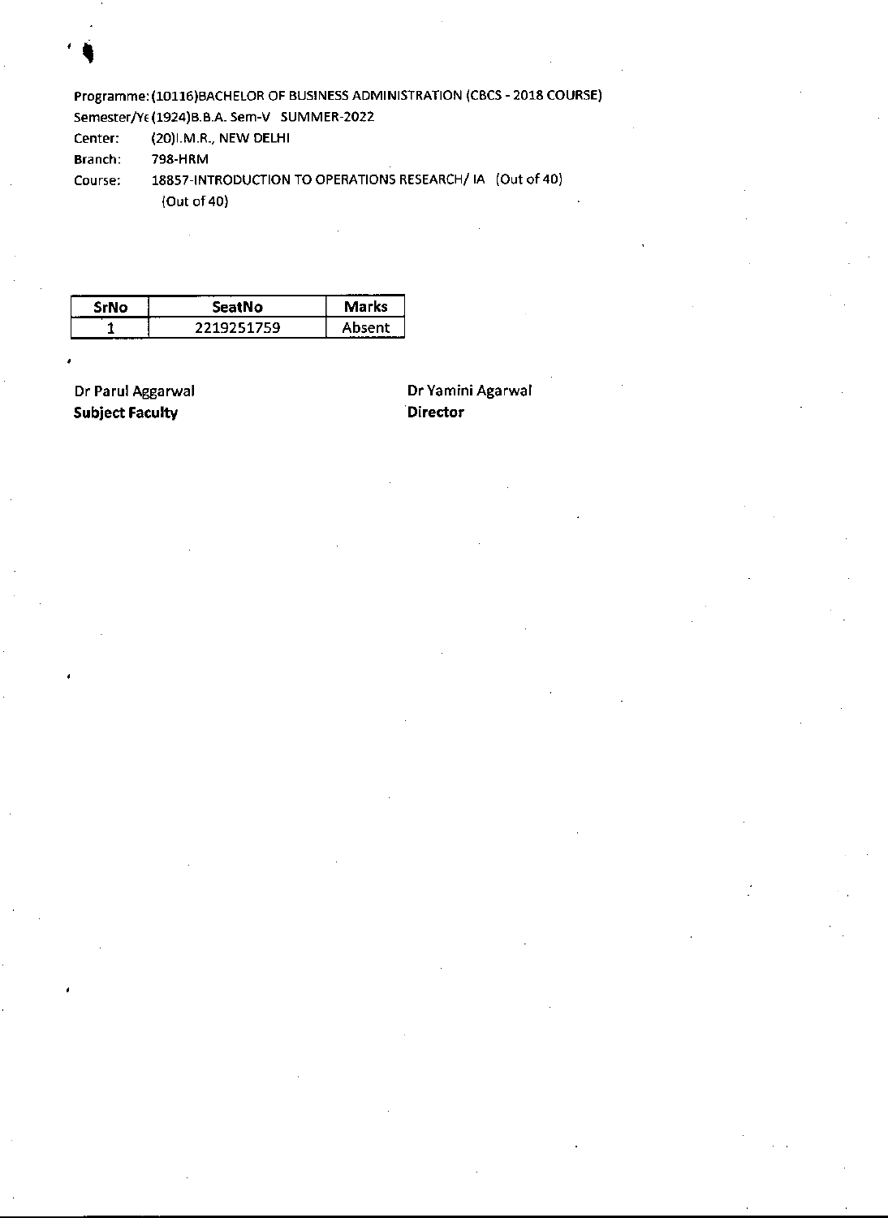Programme: (10116)BACHELOR OF BUSINESS ADMINISTRATION (CBCS - 2018 COURSE)

Semester/Ye (1924)B.B.A. Sem-V SUMMER-2022

Center: (20)I.M.R., NEW DELHI

Branch: 798-HRM

Course: 18857-INTRODUCTION TO OPERATIONS RESEARCH/ IA (Out of 40)
(Out of 40)

| SrNo | SeatNo | Marks |
|---|---|---|
| 1 | 2219251759 | Absent |

Dr Parul Aggarwal
**Subject Faculty**

Dr Yamini Agarwal
**Director**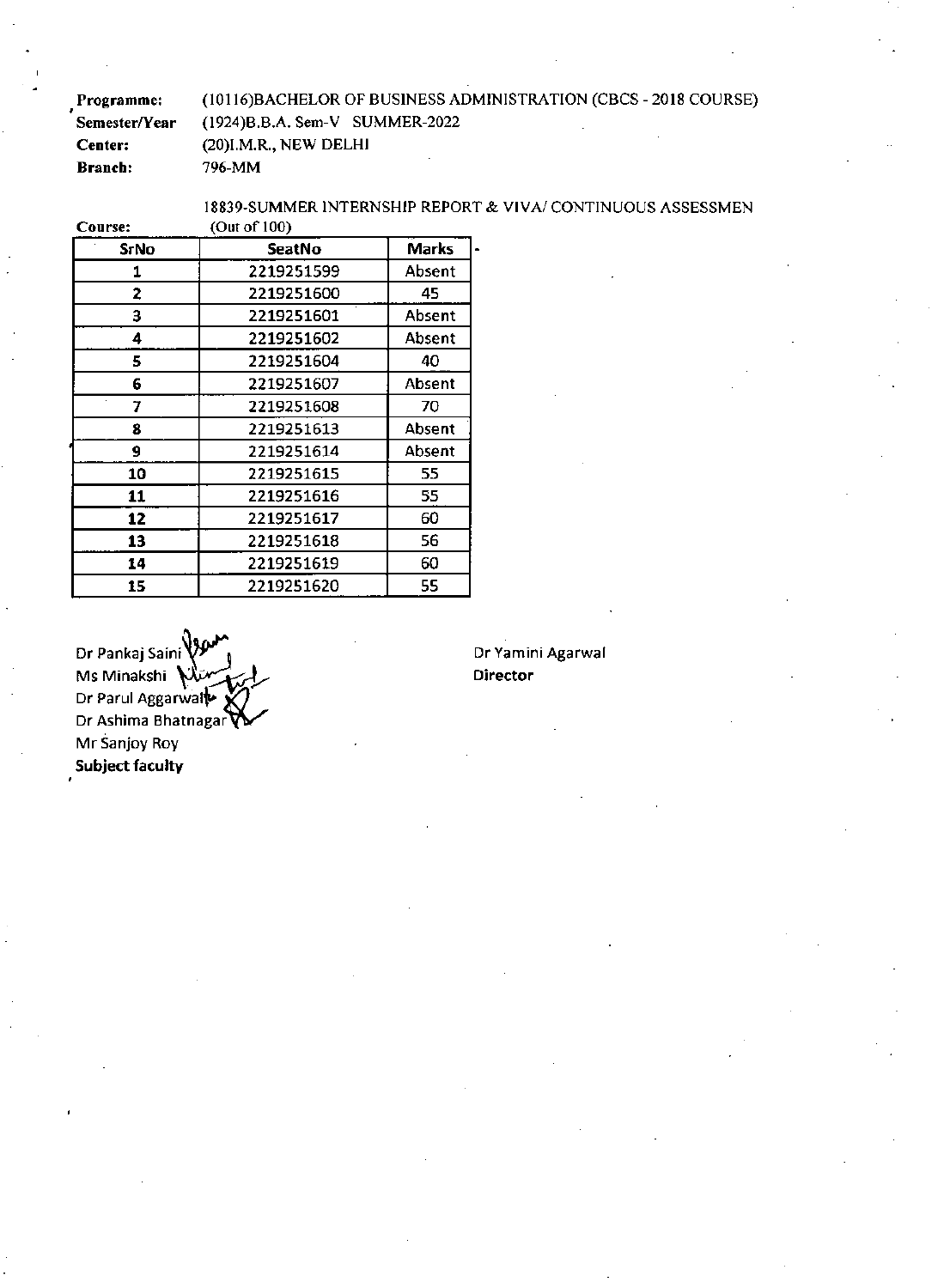**Programme:** (10116)BACHELOR OF BUSINESS ADMINISTRATION (CBCS - 2018 COURSE)
**Semester/Year** (1924)B.B.A. Sem-V SUMMER-2022
**Center:** (20)I.M.R., NEW DELHI
**Branch:** 796-MM

**Course:** 18839-SUMMER INTERNSHIP REPORT & VIVA/ CONTINUOUS ASSESSMEN (Out of 100)

| SrNo | SeatNo | Marks |
|---|---|---|
| 1 | 2219251599 | Absent |
| 2 | 2219251600 | 45 |
| 3 | 2219251601 | Absent |
| 4 | 2219251602 | Absent |
| 5 | 2219251604 | 40 |
| 6 | 2219251607 | Absent |
| 7 | 2219251608 | 70 |
| 8 | 2219251613 | Absent |
| 9 | 2219251614 | Absent |
| 10 | 2219251615 | 55 |
| 11 | 2219251616 | 55 |
| 12 | 2219251617 | 60 |
| 13 | 2219251618 | 56 |
| 14 | 2219251619 | 60 |
| 15 | 2219251620 | 55 |

Dr Pankaj Saini
Ms Minakshi
Dr Parul Aggarwal
Dr Ashima Bhatnagar
Mr Sanjoy Roy
**Subject faculty**

Dr Yamini Agarwal
**Director**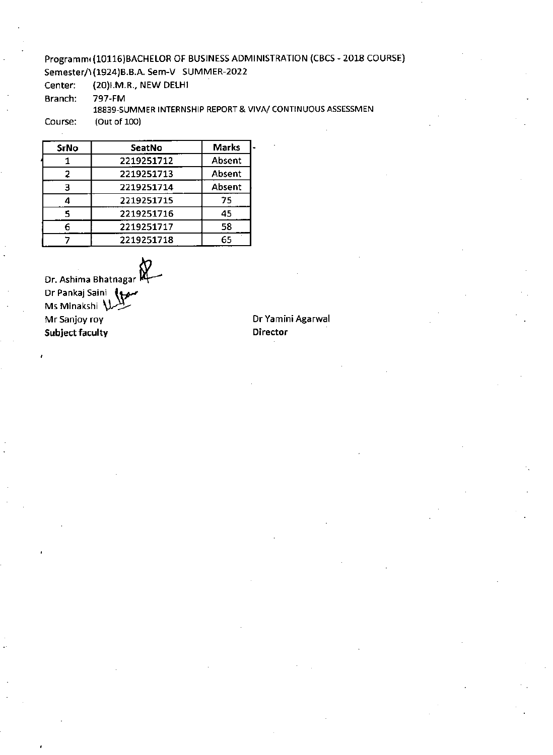Programm(10116)BACHELOR OF BUSINESS ADMINISTRATION (CBCS - 2018 COURSE)
Semester/\(1924)B.B.A. Sem-V SUMMER-2022
Center: (20)I.M.R., NEW DELHI
Branch: 797-FM
Course: 18839-SUMMER INTERNSHIP REPORT & VIVA/ CONTINUOUS ASSESSMEN
(Out of 100)

| SrNo | SeatNo | Marks |
|---|---|---|
| 1 | 2219251712 | Absent |
| 2 | 2219251713 | Absent |
| 3 | 2219251714 | Absent |
| 4 | 2219251715 | 75 |
| 5 | 2219251716 | 45 |
| 6 | 2219251717 | 58 |
| 7 | 2219251718 | 65 |

Dr. Ashima Bhatnagar
Dr Pankaj Saini
Ms Minakshi
Mr Sanjoy roy
**Subject faculty**

Dr Yamini Agarwal
**Director**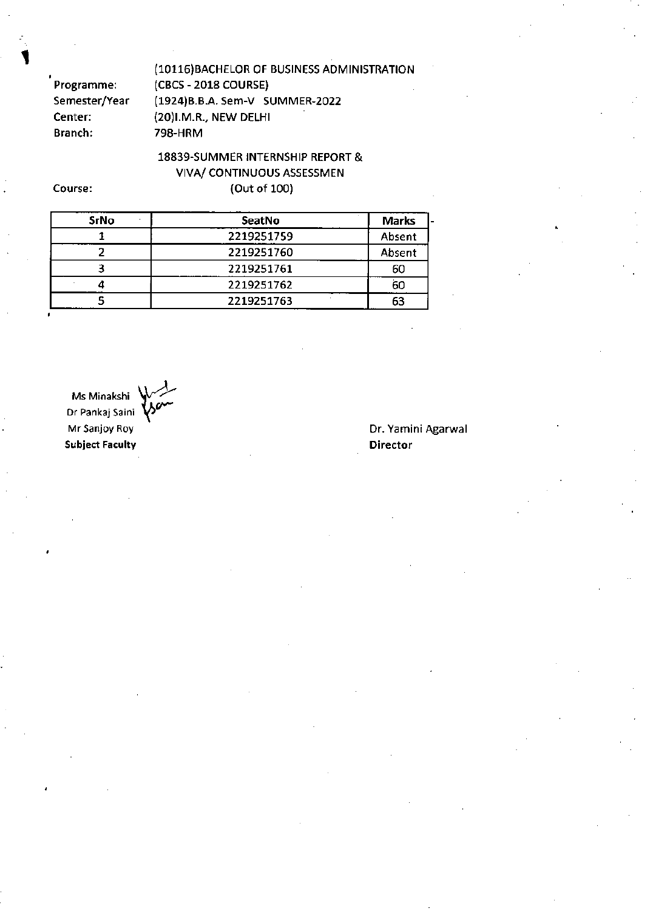Programme: (10116)BACHELOR OF BUSINESS ADMINISTRATION (CBCS - 2018 COURSE)
Semester/Year (1924)B.B.A. Sem-V SUMMER-2022
Center: (20)I.M.R., NEW DELHI
Branch: 798-HRM

Course: 18839-SUMMER INTERNSHIP REPORT & VIVA/ CONTINUOUS ASSESSMEN
(Out of 100)

| SrNo | SeatNo | Marks |
|---|---|---|
| 1 | 2219251759 | Absent |
| 2 | 2219251760 | Absent |
| 3 | 2219251761 | 60 |
| 4 | 2219251762 | 60 |
| 5 | 2219251763 | 63 |

Ms Minakshi
Dr Pankaj Saini
Mr Sanjoy Roy
**Subject Faculty**

Dr. Yamini Agarwal
**Director**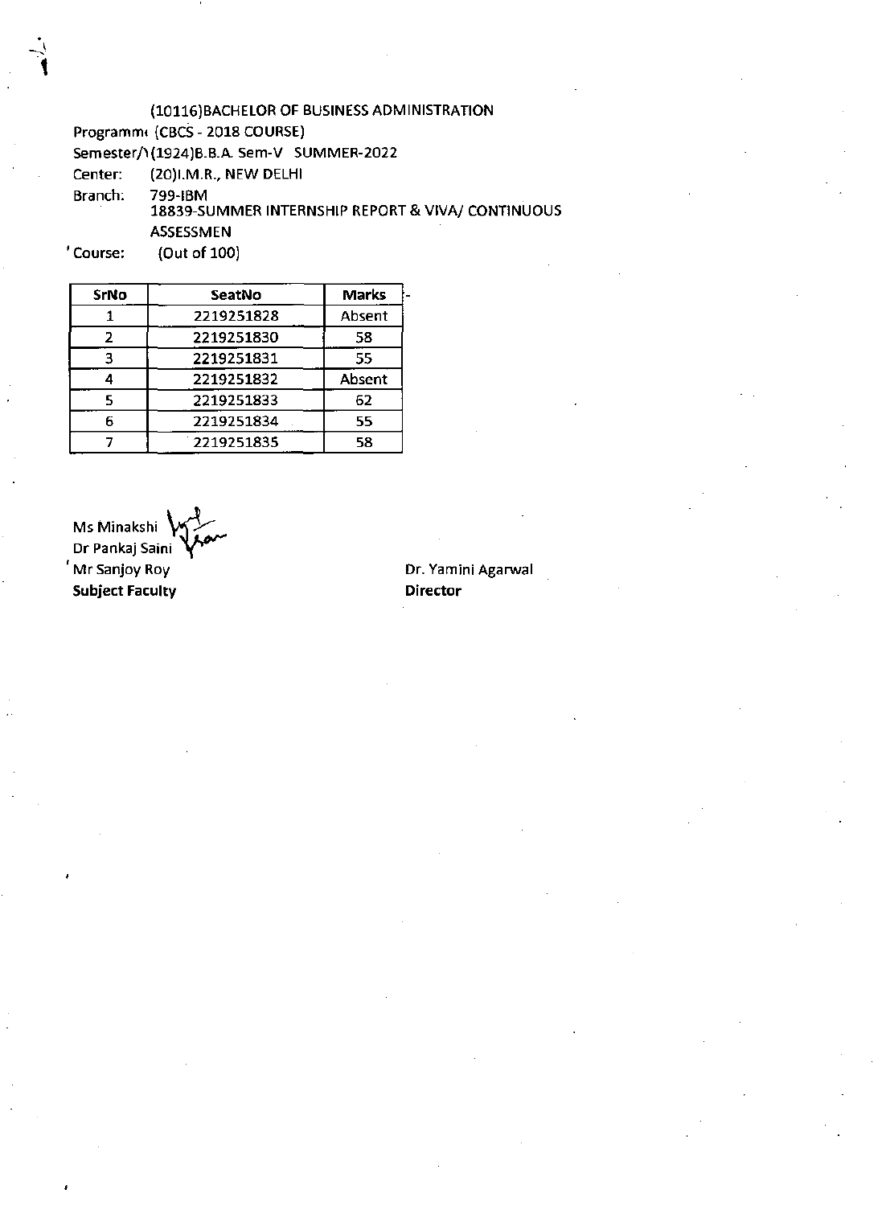(10116)BACHELOR OF BUSINESS ADMINISTRATION

Programm( (CBCS - 2018 COURSE)

Semester/\ (1924)B.B.A. Sem-V SUMMER-2022

Center: (20)I.M.R., NEW DELHI

Branch: 799-IBM

18839-SUMMER INTERNSHIP REPORT & VIVA/ CONTINUOUS ASSESSMEN

Course: (Out of 100)

| SrNo | SeatNo | Marks |
|---|---|---|
| 1 | 2219251828 | Absent |
| 2 | 2219251830 | 58 |
| 3 | 2219251831 | 55 |
| 4 | 2219251832 | Absent |
| 5 | 2219251833 | 62 |
| 6 | 2219251834 | 55 |
| 7 | 2219251835 | 58 |

Ms Minakshi
Dr Pankaj Saini
Mr Sanjoy Roy
**Subject Faculty**

Dr. Yamini Agarwal
**Director**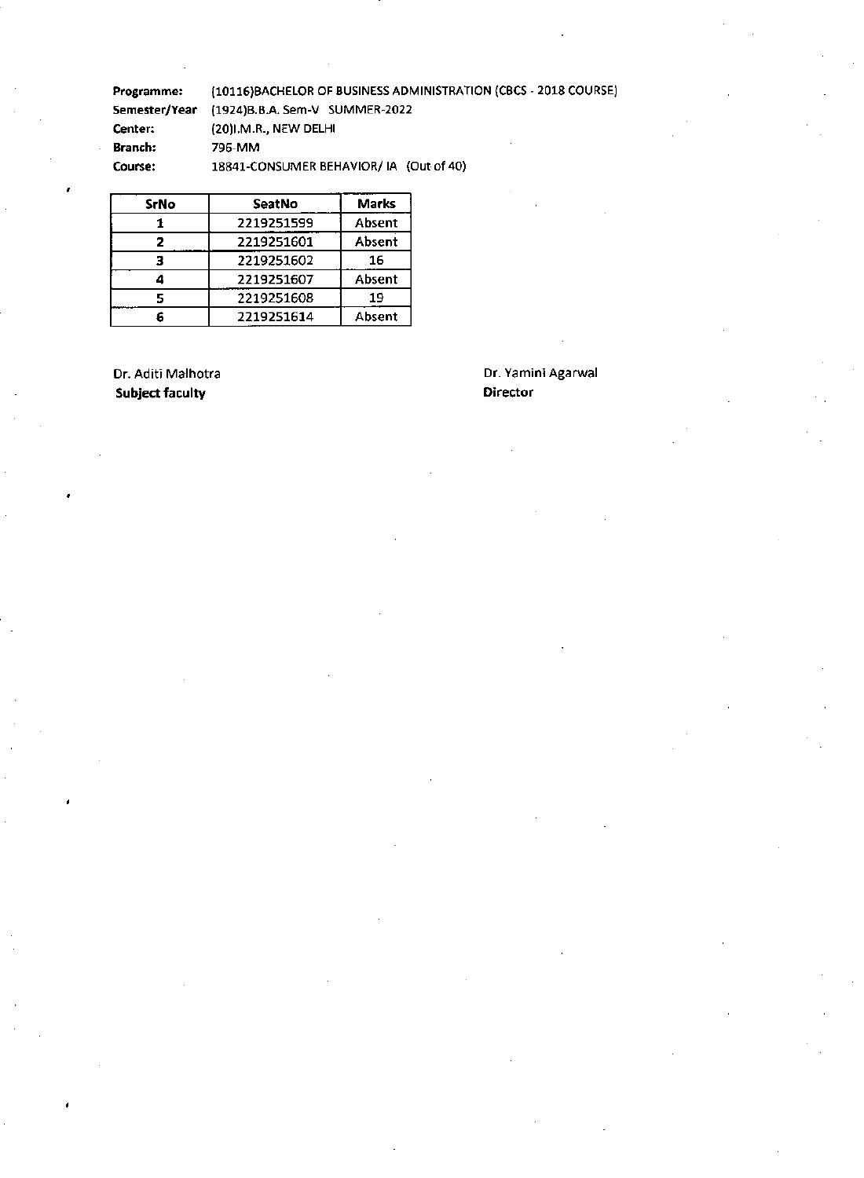**Programme:** (10116)BACHELOR OF BUSINESS ADMINISTRATION (CBCS - 2018 COURSE)
**Semester/Year** (1924)B.B.A. Sem-V SUMMER-2022
**Center:** (20)I.M.R., NEW DELHI
**Branch:** 796-MM
**Course:** 18841-CONSUMER BEHAVIOR/ IA (Out of 40)

| SrNo | SeatNo | Marks |
|---|---|---|
| 1 | 2219251599 | Absent |
| 2 | 2219251601 | Absent |
| 3 | 2219251602 | 16 |
| 4 | 2219251607 | Absent |
| 5 | 2219251608 | 19 |
| 6 | 2219251614 | Absent |

Dr. Aditi Malhotra
**Subject faculty**

Dr. Yamini Agarwal
**Director**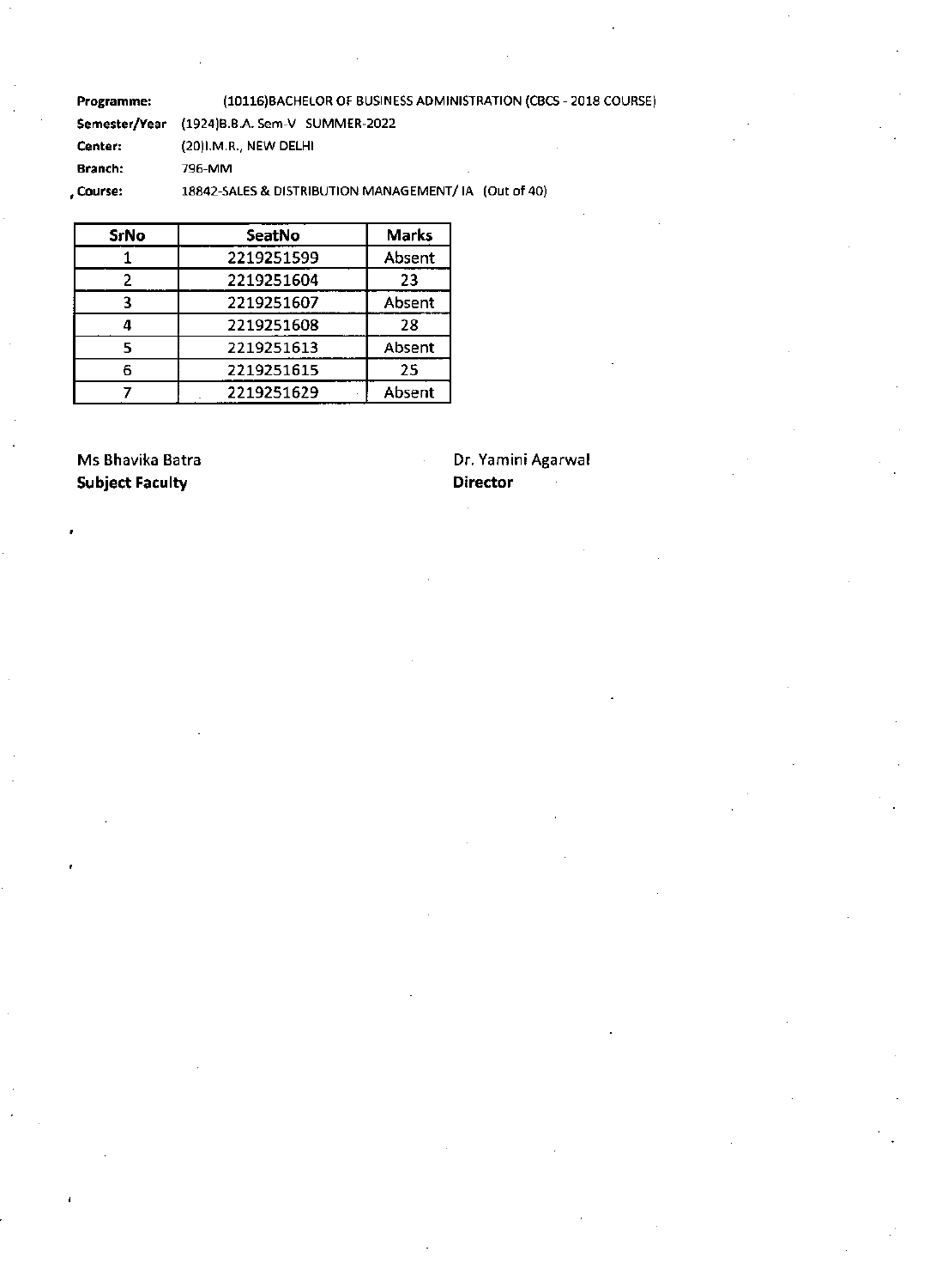**Programme:** (10116)BACHELOR OF BUSINESS ADMINISTRATION (CBCS - 2018 COURSE)

**Semester/Year** (1924)B.B.A. Sem-V SUMMER-2022

**Center:** (20)I.M.R., NEW DELHI

**Branch:** 796-MM

**Course:** 18842-SALES & DISTRIBUTION MANAGEMENT/ IA (Out of 40)

| SrNo | SeatNo | Marks |
|---|---|---|
| 1 | 2219251599 | Absent |
| 2 | 2219251604 | 23 |
| 3 | 2219251607 | Absent |
| 4 | 2219251608 | 28 |
| 5 | 2219251613 | Absent |
| 6 | 2219251615 | 25 |
| 7 | 2219251629 | Absent |

Ms Bhavika Batra
**Subject Faculty**

Dr. Yamini Agarwal
**Director**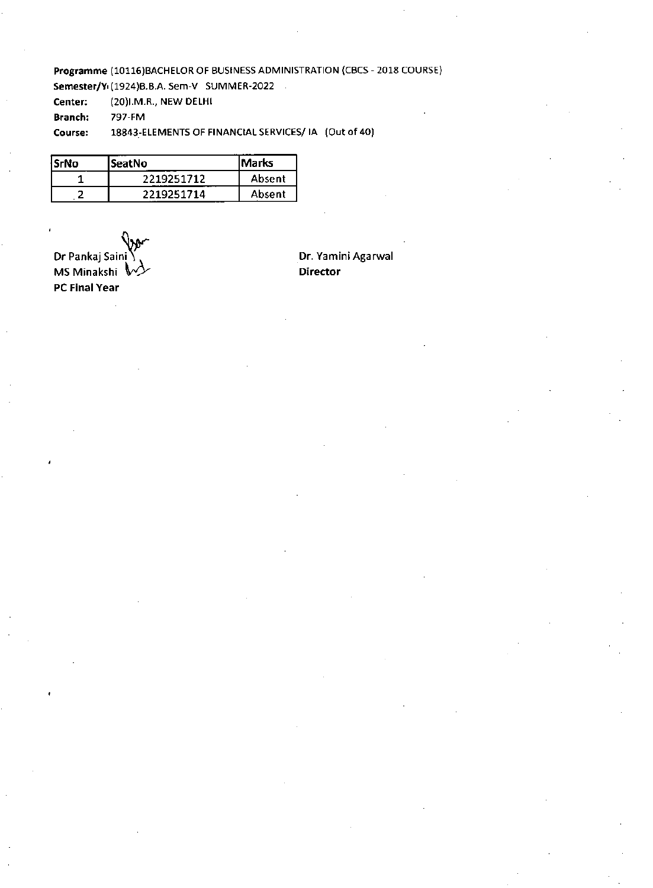**Programme** (10116)BACHELOR OF BUSINESS ADMINISTRATION (CBCS - 2018 COURSE)

**Semester/Y** (1924)B.B.A. Sem-V SUMMER-2022

**Center:** (20)I.M.R., NEW DELHI

**Branch:** 797-FM

**Course:** 18843-ELEMENTS OF FINANCIAL SERVICES/ IA (Out of 40)

| SrNo | SeatNo | Marks |
|---|---|---|
| 1 | 2219251712 | Absent |
| 2 | 2219251714 | Absent |

Dr Pankaj Saini
MS Minakshi
**PC Final Year**

Dr. Yamini Agarwal
**Director**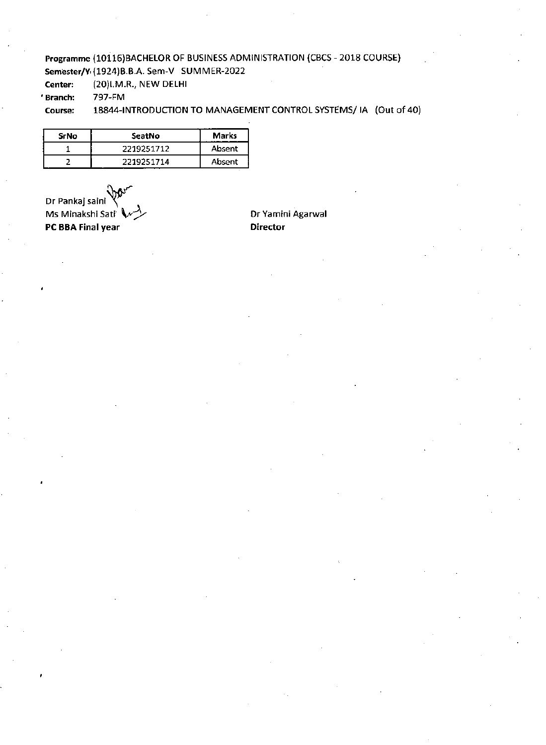**Programme** (10116)BACHELOR OF BUSINESS ADMINISTRATION (CBCS - 2018 COURSE)
**Semester/Y** (1924)B.B.A. Sem-V SUMMER-2022
**Center:** (20)I.M.R., NEW DELHI
**Branch:** 797-FM
**Course:** 18844-INTRODUCTION TO MANAGEMENT CONTROL SYSTEMS/ IA (Out of 40)

| SrNo | SeatNo | Marks |
|---|---|---|
| 1 | 2219251712 | Absent |
| 2 | 2219251714 | Absent |

Dr Pankaj saini
Ms Minakshi Sati
**PC BBA Final year**

Dr Yamini Agarwal
**Director**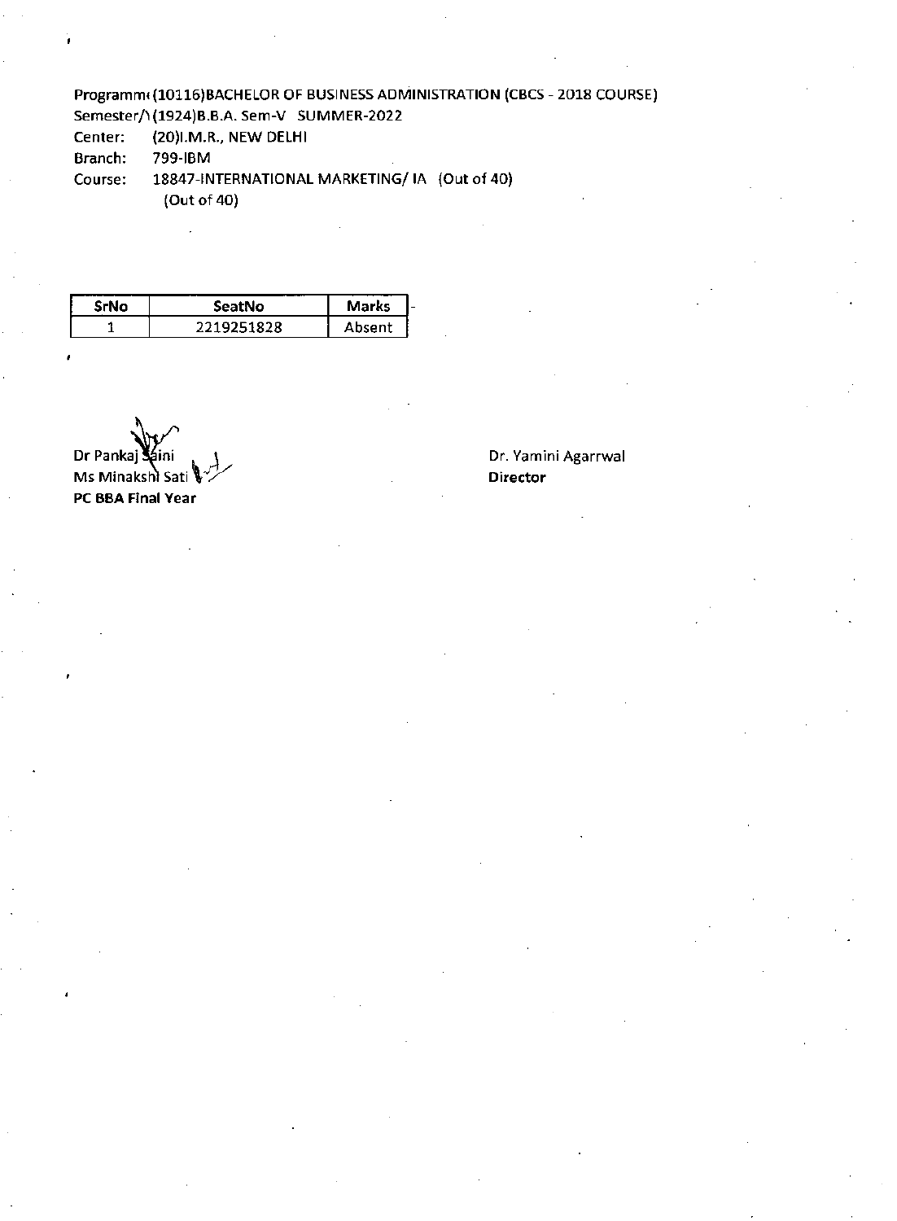Programm (10116)BACHELOR OF BUSINESS ADMINISTRATION (CBCS - 2018 COURSE)
Semester/ (1924)B.B.A. Sem-V SUMMER-2022
Center: (20)I.M.R., NEW DELHI
Branch: 799-IBM
Course: 18847-INTERNATIONAL MARKETING/ IA (Out of 40)
(Out of 40)

| SrNo | SeatNo | Marks |
|---|---|---|
| 1 | 2219251828 | Absent |

Dr Pankaj Saini
Ms Minakshi Sati
**PC BBA Final Year**

Dr. Yamini Agarrwal
**Director**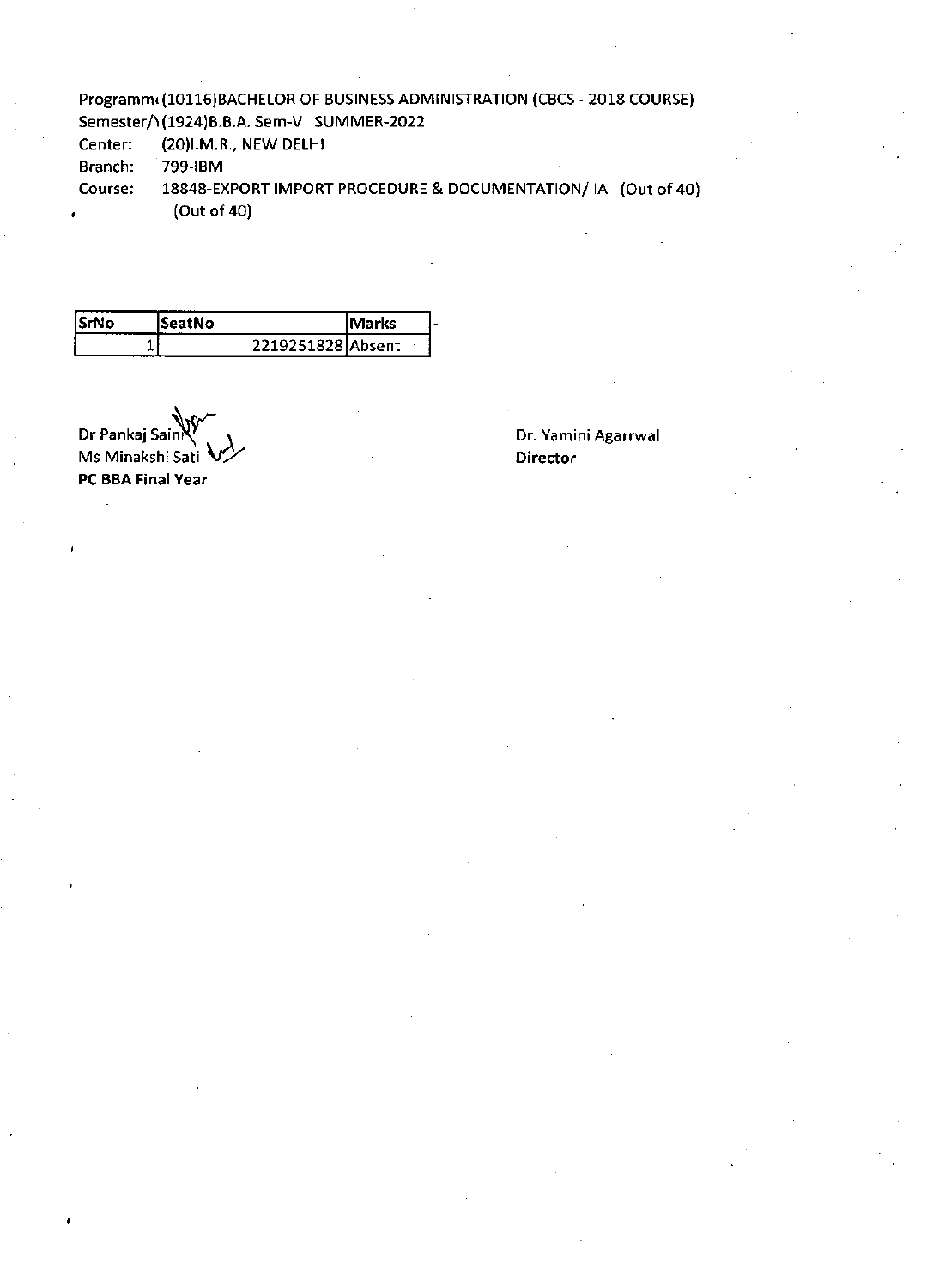Programm( (10116)BACHELOR OF BUSINESS ADMINISTRATION (CBCS - 2018 COURSE)
Semester/\ (1924)B.B.A. Sem-V SUMMER-2022
Center: (20)I.M.R., NEW DELHI
Branch: 799-IBM
Course: 18848-EXPORT IMPORT PROCEDURE & DOCUMENTATION/ IA (Out of 40)
(Out of 40)

| SrNo | SeatNo | Marks |
|---|---|---|
| 1 | 2219251828 | Absent |

Dr Pankaj Saini
Ms Minakshi Sati
**PC BBA Final Year**

Dr. Yamini Agarrwal
**Director**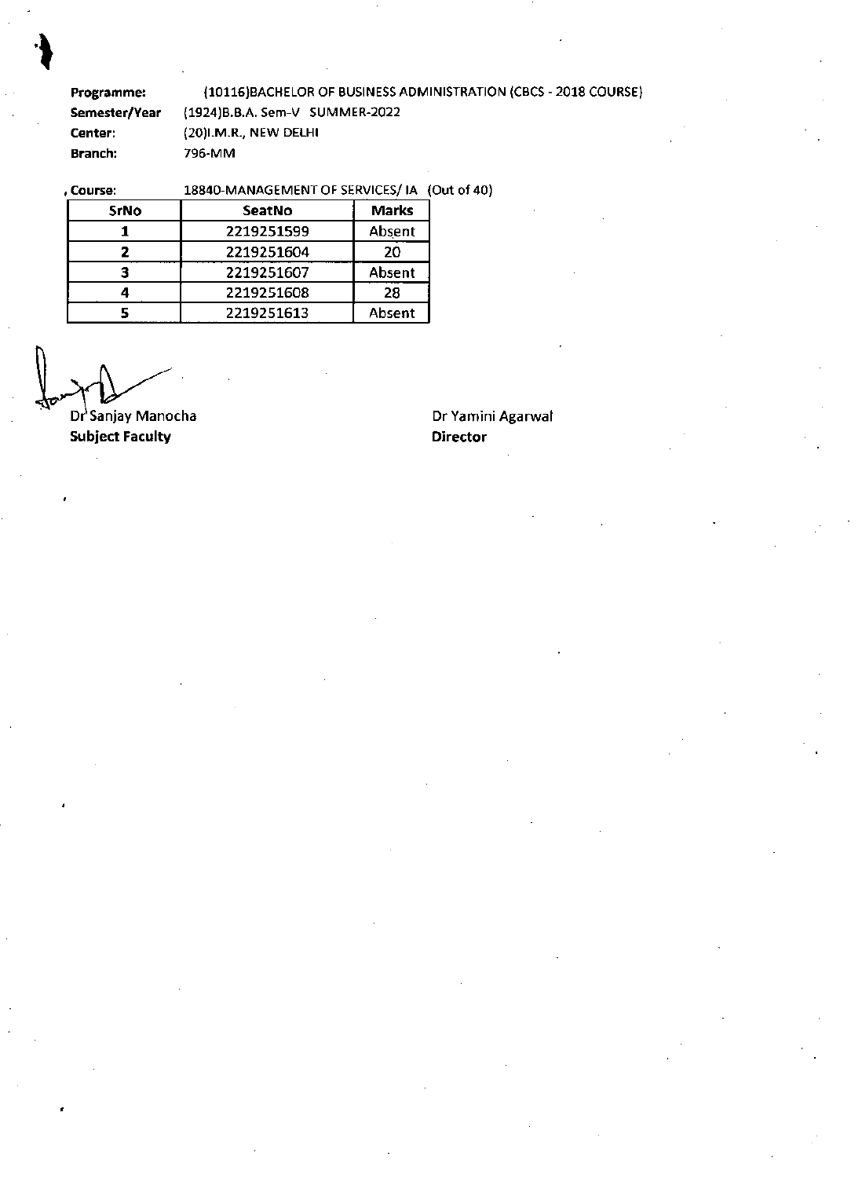**Programme:** (10116)BACHELOR OF BUSINESS ADMINISTRATION (CBCS - 2018 COURSE)
**Semester/Year** (1924)B.B.A. Sem-V SUMMER-2022
**Center:** (20)I.M.R., NEW DELHI
**Branch:** 796-MM

**Course:** 18840-MANAGEMENT OF SERVICES/ IA (Out of 40)

| SrNo | SeatNo | Marks |
|---|---|---|
| 1 | 2219251599 | Absent |
| 2 | 2219251604 | 20 |
| 3 | 2219251607 | Absent |
| 4 | 2219251608 | 28 |
| 5 | 2219251613 | Absent |

Dr Sanjay Manocha
**Subject Faculty**

Dr Yamini Agarwal
**Director**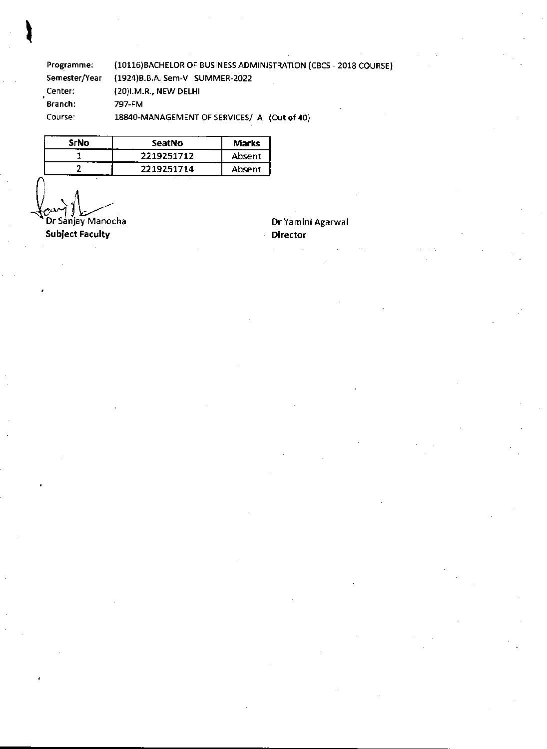Programme: (10116)BACHELOR OF BUSINESS ADMINISTRATION (CBCS - 2018 COURSE)
Semester/Year (1924)B.B.A. Sem-V SUMMER-2022
Center: (20)I.M.R., NEW DELHI
Branch: 797-FM
Course: 18840-MANAGEMENT OF SERVICES/ IA (Out of 40)

| SrNo | SeatNo | Marks |
|---|---|---|
| 1 | 2219251712 | Absent |
| 2 | 2219251714 | Absent |

Dr Sanjay Manocha
**Subject Faculty**

Dr Yamini Agarwal
**Director**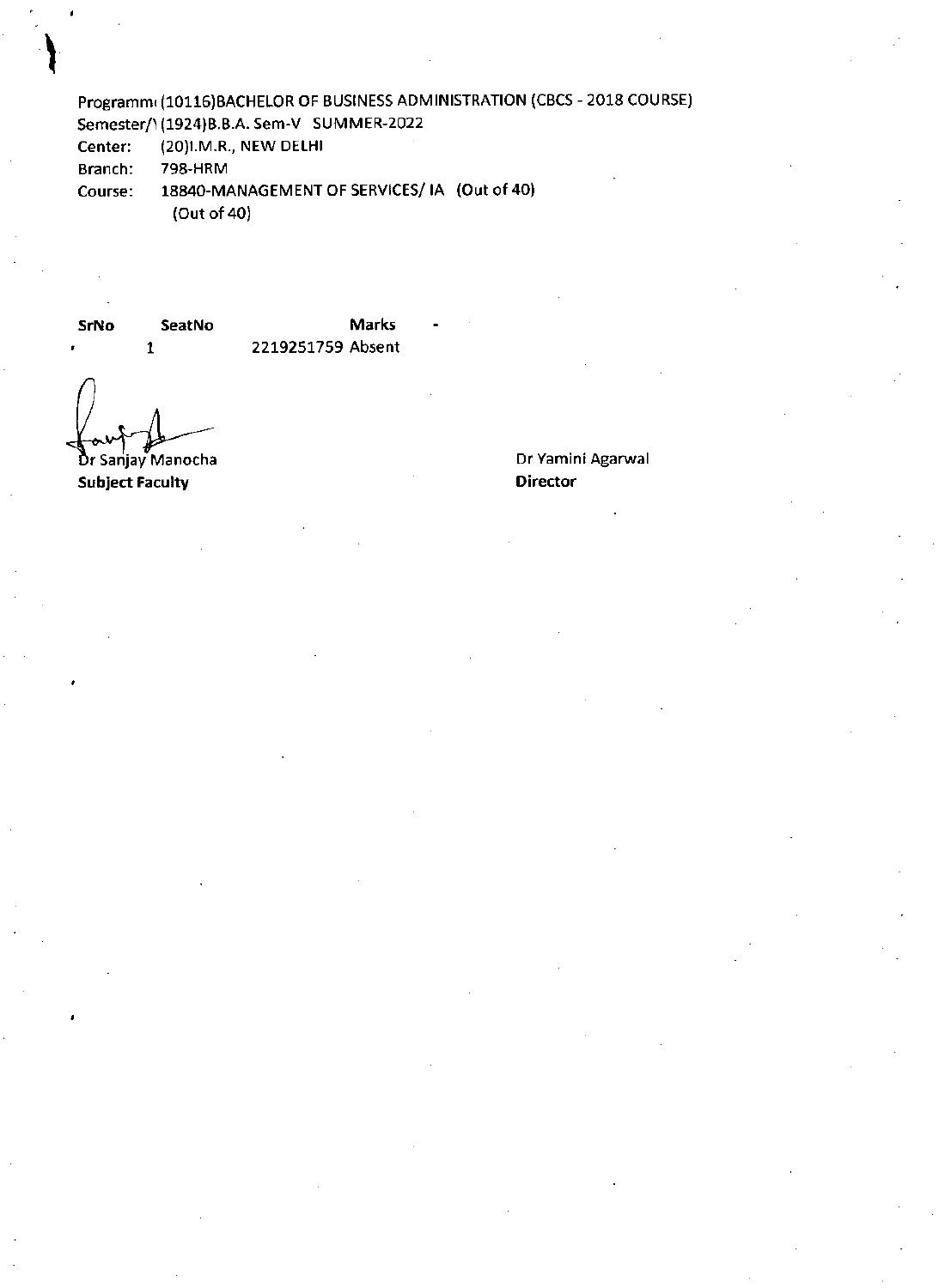Programm( (10116)BACHELOR OF BUSINESS ADMINISTRATION (CBCS - 2018 COURSE)

Semester/\ (1924)B.B.A. Sem-V SUMMER-2022

Center: (20)I.M.R., NEW DELHI

Branch: 798-HRM

Course: 18840-MANAGEMENT OF SERVICES/ IA (Out of 40)

(Out of 40)

| SrNo | SeatNo | Marks |
|---|---|---|
| 1 | 2219251759 | Absent |

Dr Sanjay Manocha
**Subject Faculty**

Dr Yamini Agarwal
**Director**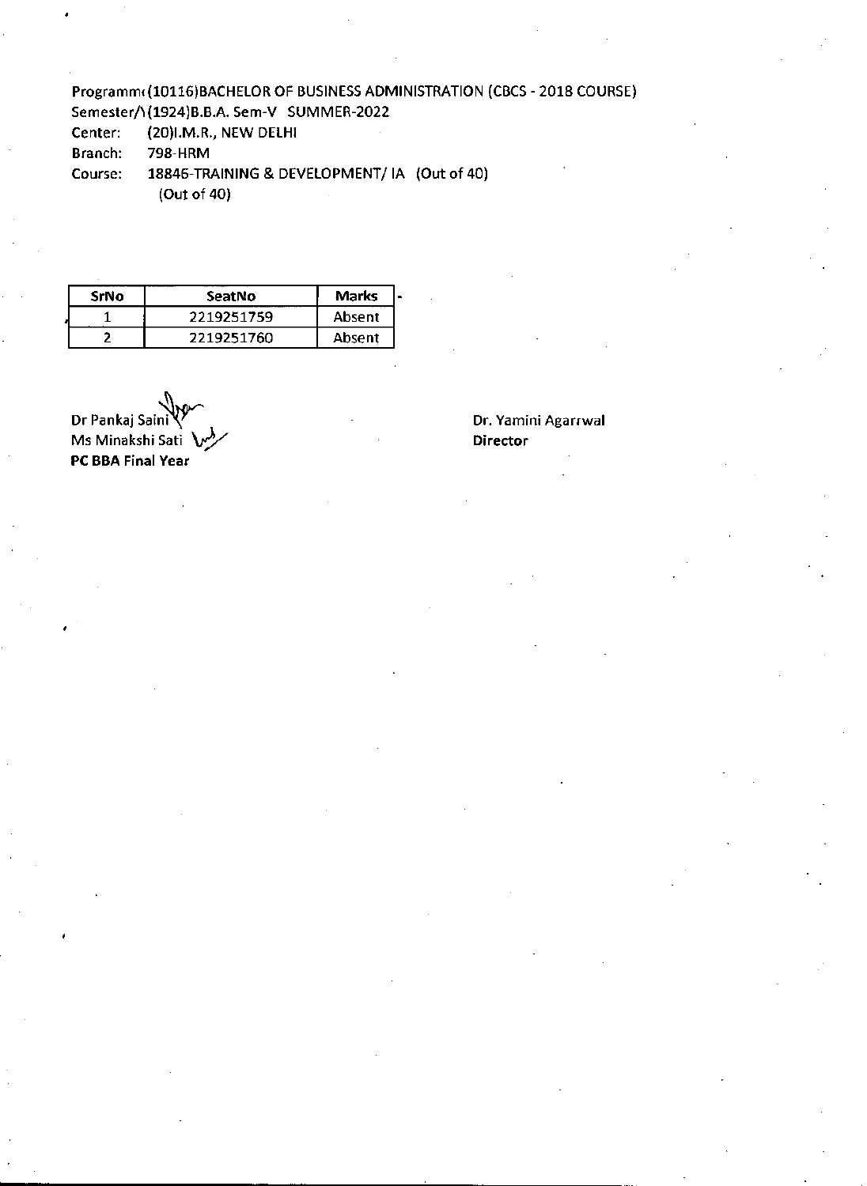Programm( (10116)BACHELOR OF BUSINESS ADMINISTRATION (CBCS - 2018 COURSE)
Semester/\ (1924)B.B.A. Sem-V SUMMER-2022
Center: (20)I.M.R., NEW DELHI
Branch: 798-HRM
Course: 18846-TRAINING & DEVELOPMENT/ IA (Out of 40)
(Out of 40)

| SrNo | SeatNo | Marks |
|---|---|---|
| 1 | 2219251759 | Absent |
| 2 | 2219251760 | Absent |

Dr Pankaj Saini
Ms Minakshi Sati
**PC BBA Final Year**

Dr. Yamini Agarrwal
**Director**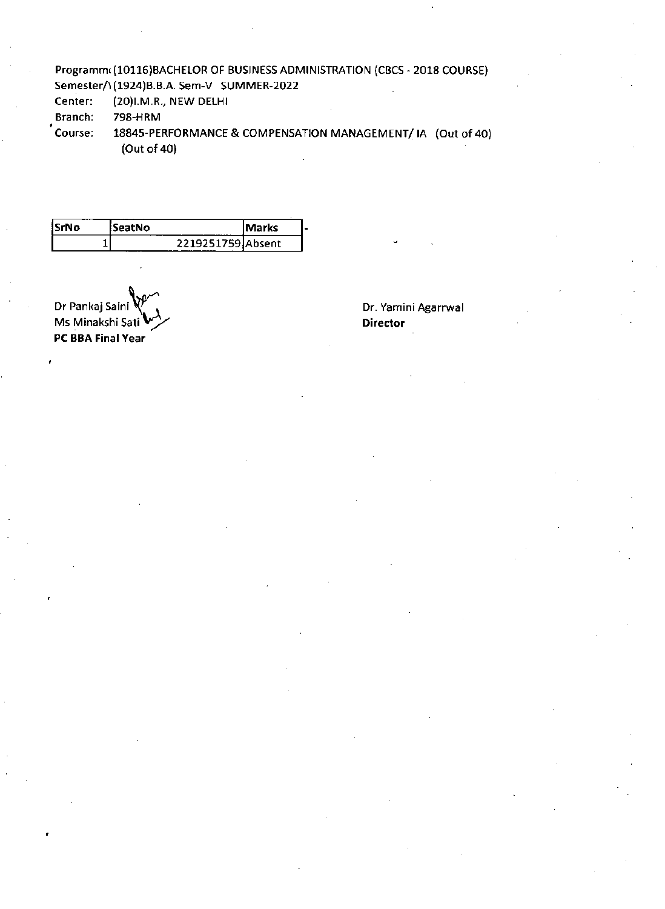Programm (10116)BACHELOR OF BUSINESS ADMINISTRATION (CBCS - 2018 COURSE)
Semester/ (1924)B.B.A. Sem-V SUMMER-2022
Center: (20)I.M.R., NEW DELHI
Branch: 798-HRM
Course: 18845-PERFORMANCE & COMPENSATION MANAGEMENT/ IA (Out of 40)
(Out of 40)

| SrNo | SeatNo | Marks |
| --- | --- | --- |
| 1 | 2219251759 | Absent |

Dr Pankaj Saini
Ms Minakshi Sati
**PC BBA Final Year**

Dr. Yamini Agarrwal
**Director**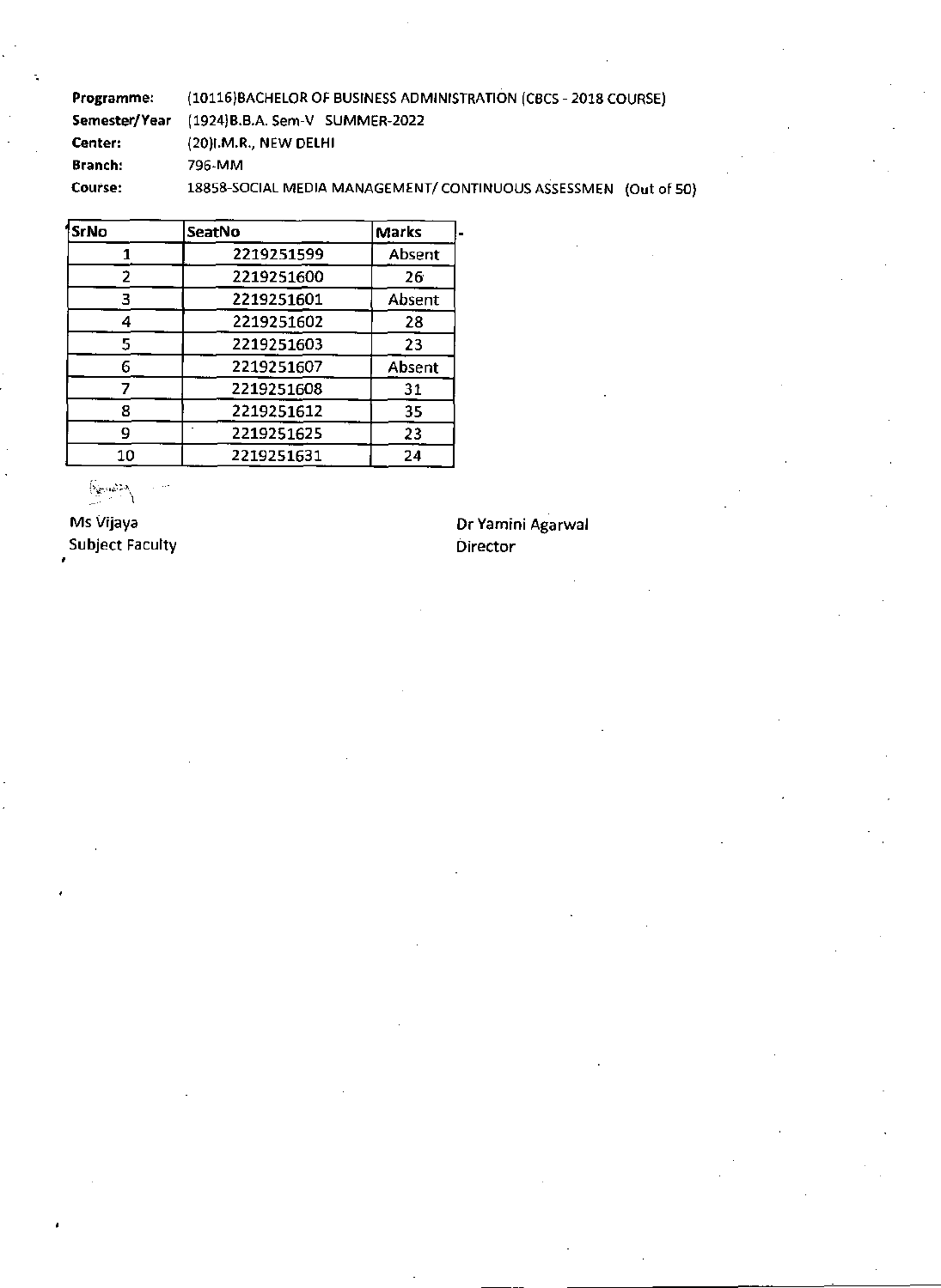**Programme:** (10116)BACHELOR OF BUSINESS ADMINISTRATION (CBCS - 2018 COURSE)
**Semester/Year** (1924)B.B.A. Sem-V SUMMER-2022
**Center:** (20)I.M.R., NEW DELHI
**Branch:** 796-MM
**Course:** 18858-SOCIAL MEDIA MANAGEMENT/ CONTINUOUS ASSESSMEN (Out of 50)

| SrNo | SeatNo | Marks |
|---|---|---|
| 1 | 2219251599 | Absent |
| 2 | 2219251600 | 26 |
| 3 | 2219251601 | Absent |
| 4 | 2219251602 | 28 |
| 5 | 2219251603 | 23 |
| 6 | 2219251607 | Absent |
| 7 | 2219251608 | 31 |
| 8 | 2219251612 | 35 |
| 9 | 2219251625 | 23 |
| 10 | 2219251631 | 24 |

Ms Vijaya
Subject Faculty

Dr Yamini Agarwal
Director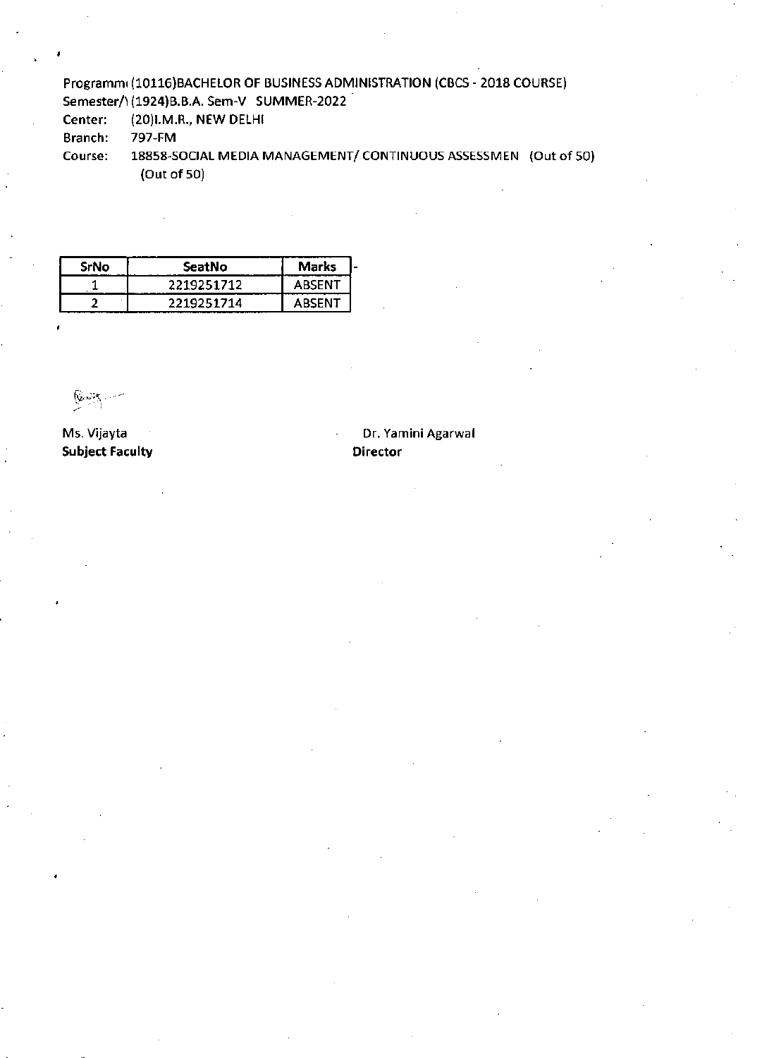Programm (10116)BACHELOR OF BUSINESS ADMINISTRATION (CBCS - 2018 COURSE)
Semester/ (1924)B.B.A. Sem-V SUMMER-2022
Center: (20)I.M.R., NEW DELHI
Branch: 797-FM
Course: 18858-SOCIAL MEDIA MANAGEMENT/ CONTINUOUS ASSESSMEN (Out of 50) (Out of 50)

| SrNo | SeatNo | Marks |
|---|---|---|
| 1 | 2219251712 | ABSENT |
| 2 | 2219251714 | ABSENT |

Ms. Vijayta
**Subject Faculty**

Dr. Yamini Agarwal
**Director**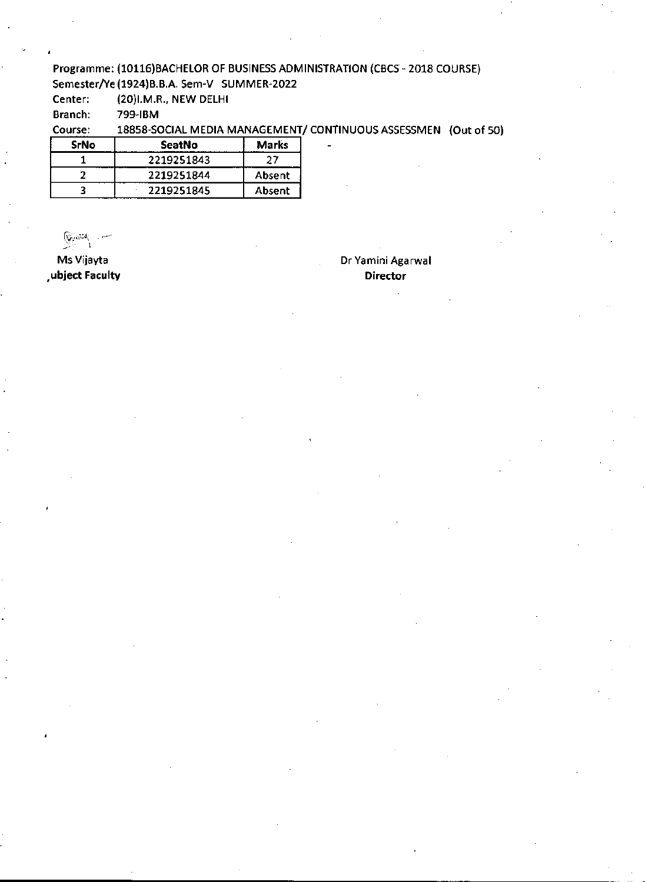Programme: (10116)BACHELOR OF BUSINESS ADMINISTRATION (CBCS - 2018 COURSE)
Semester/Ye (1924)B.B.A. Sem-V SUMMER-2022
Center: (20)I.M.R., NEW DELHI
Branch: 799-IBM
Course: 18858-SOCIAL MEDIA MANAGEMENT/ CONTINUOUS ASSESSMEN (Out of 50)

| SrNo | SeatNo | Marks |
|---|---|---|
| 1 | 2219251843 | 27 |
| 2 | 2219251844 | Absent |
| 3 | 2219251845 | Absent |

Ms Vijayta
ubject Faculty

Dr Yamini Agarwal
Director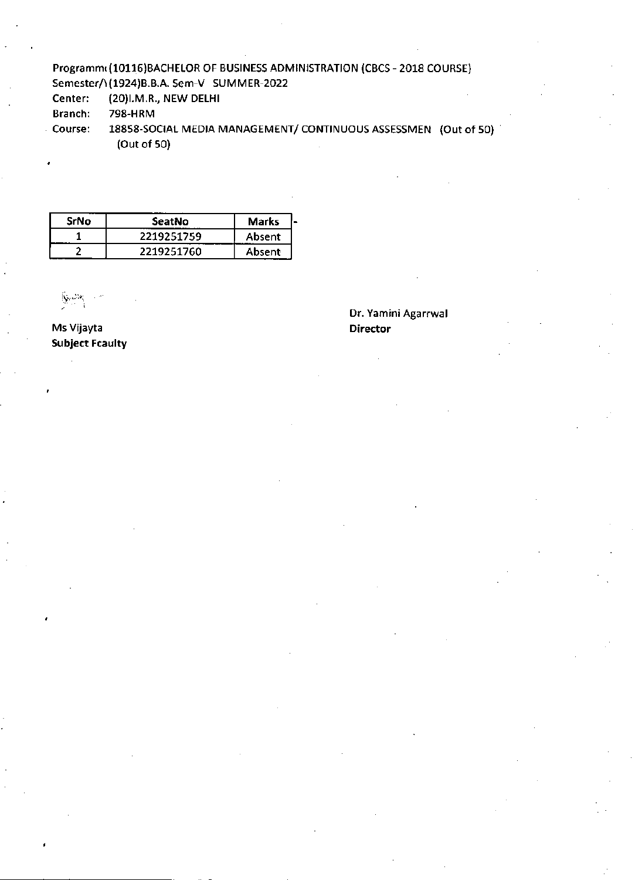Programm( (10116)BACHELOR OF BUSINESS ADMINISTRATION (CBCS - 2018 COURSE)
Semester/\ (1924)B.B.A. Sem-V SUMMER-2022
Center: (20)I.M.R., NEW DELHI
Branch: 798-HRM
Course: 18858-SOCIAL MEDIA MANAGEMENT/ CONTINUOUS ASSESSMEN (Out of 50)
(Out of 50)

| SrNo | SeatNo | Marks |
|---|---|---|
| 1 | 2219251759 | Absent |
| 2 | 2219251760 | Absent |

Ms Vijayta
**Subject Fcaulty**

Dr. Yamini Agarrwal
**Director**